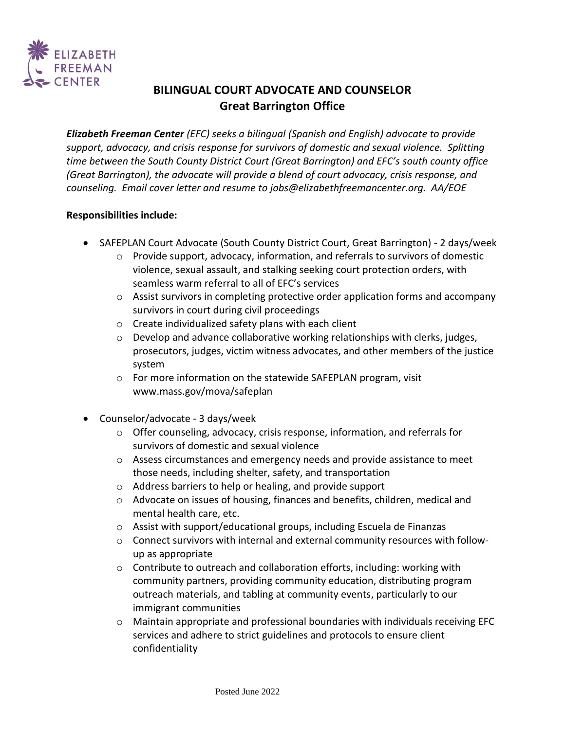ELIZABETH FREEMAN CENTER

# BILINGUAL COURT ADVOCATE AND COUNSELOR
## Great Barrington Office

***Elizabeth Freeman Center*** *(EFC) seeks a bilingual (Spanish and English) advocate to provide support, advocacy, and crisis response for survivors of domestic and sexual violence. Splitting time between the South County District Court (Great Barrington) and EFC's south county office (Great Barrington), the advocate will provide a blend of court advocacy, crisis response, and counseling. Email cover letter and resume to jobs@elizabethfreemancenter.org. AA/EOE*

**Responsibilities include:**

- SAFEPLAN Court Advocate (South County District Court, Great Barrington) - 2 days/week
  - Provide support, advocacy, information, and referrals to survivors of domestic violence, sexual assault, and stalking seeking court protection orders, with seamless warm referral to all of EFC's services
  - Assist survivors in completing protective order application forms and accompany survivors in court during civil proceedings
  - Create individualized safety plans with each client
  - Develop and advance collaborative working relationships with clerks, judges, prosecutors, judges, victim witness advocates, and other members of the justice system
  - For more information on the statewide SAFEPLAN program, visit www.mass.gov/mova/safeplan
- Counselor/advocate - 3 days/week
  - Offer counseling, advocacy, crisis response, information, and referrals for survivors of domestic and sexual violence
  - Assess circumstances and emergency needs and provide assistance to meet those needs, including shelter, safety, and transportation
  - Address barriers to help or healing, and provide support
  - Advocate on issues of housing, finances and benefits, children, medical and mental health care, etc.
  - Assist with support/educational groups, including Escuela de Finanzas
  - Connect survivors with internal and external community resources with follow-up as appropriate
  - Contribute to outreach and collaboration efforts, including: working with community partners, providing community education, distributing program outreach materials, and tabling at community events, particularly to our immigrant communities
  - Maintain appropriate and professional boundaries with individuals receiving EFC services and adhere to strict guidelines and protocols to ensure client confidentiality

Posted June 2022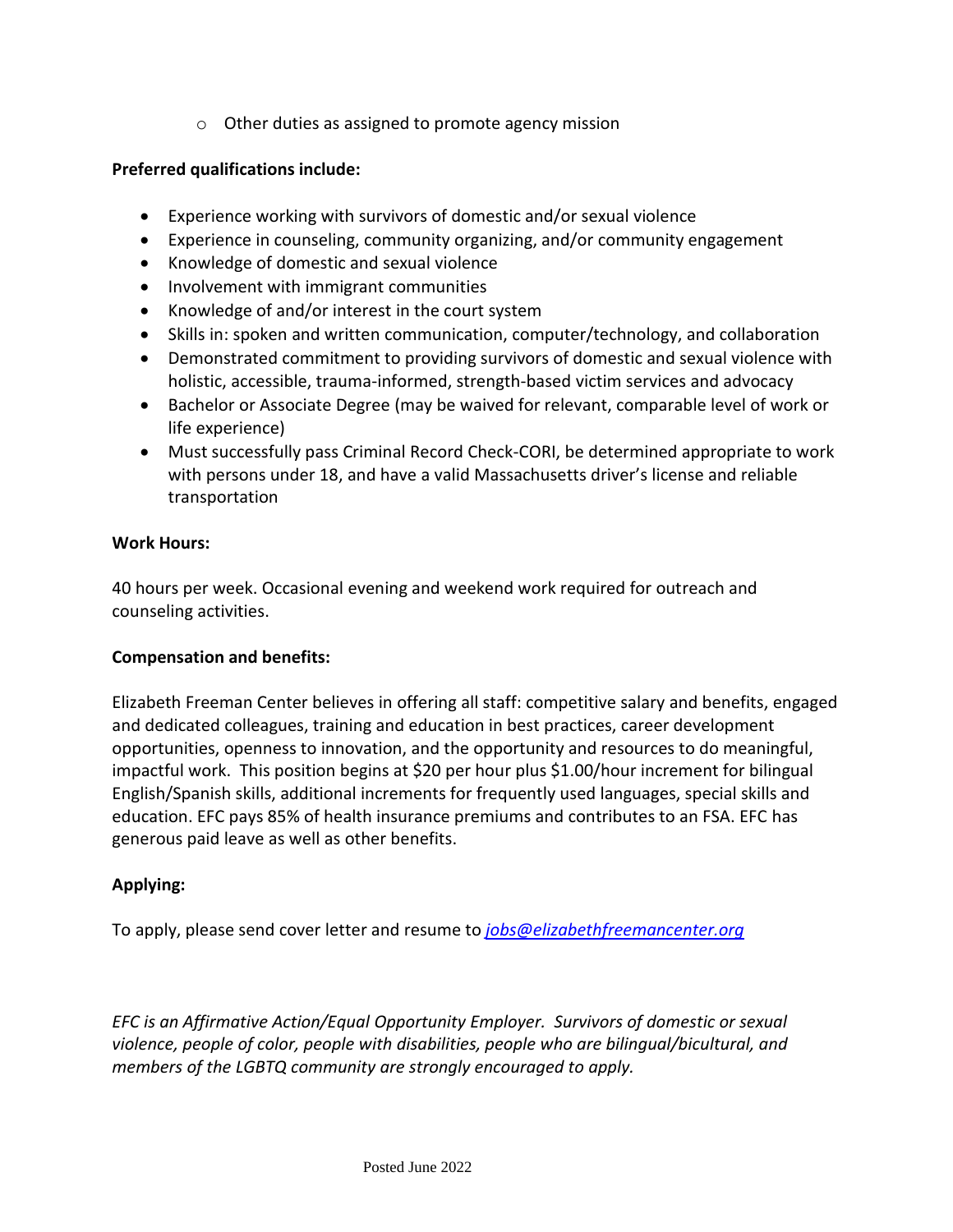- Other duties as assigned to promote agency mission

**Preferred qualifications include:**

- Experience working with survivors of domestic and/or sexual violence
- Experience in counseling, community organizing, and/or community engagement
- Knowledge of domestic and sexual violence
- Involvement with immigrant communities
- Knowledge of and/or interest in the court system
- Skills in: spoken and written communication, computer/technology, and collaboration
- Demonstrated commitment to providing survivors of domestic and sexual violence with holistic, accessible, trauma-informed, strength-based victim services and advocacy
- Bachelor or Associate Degree (may be waived for relevant, comparable level of work or life experience)
- Must successfully pass Criminal Record Check-CORI, be determined appropriate to work with persons under 18, and have a valid Massachusetts driver's license and reliable transportation

**Work Hours:**

40 hours per week. Occasional evening and weekend work required for outreach and counseling activities.

**Compensation and benefits:**

Elizabeth Freeman Center believes in offering all staff: competitive salary and benefits, engaged and dedicated colleagues, training and education in best practices, career development opportunities, openness to innovation, and the opportunity and resources to do meaningful, impactful work. This position begins at $20 per hour plus $1.00/hour increment for bilingual English/Spanish skills, additional increments for frequently used languages, special skills and education. EFC pays 85% of health insurance premiums and contributes to an FSA. EFC has generous paid leave as well as other benefits.

**Applying:**

To apply, please send cover letter and resume to *jobs@elizabethfreemancenter.org*

*EFC is an Affirmative Action/Equal Opportunity Employer. Survivors of domestic or sexual violence, people of color, people with disabilities, people who are bilingual/bicultural, and members of the LGBTQ community are strongly encouraged to apply.*

Posted June 2022